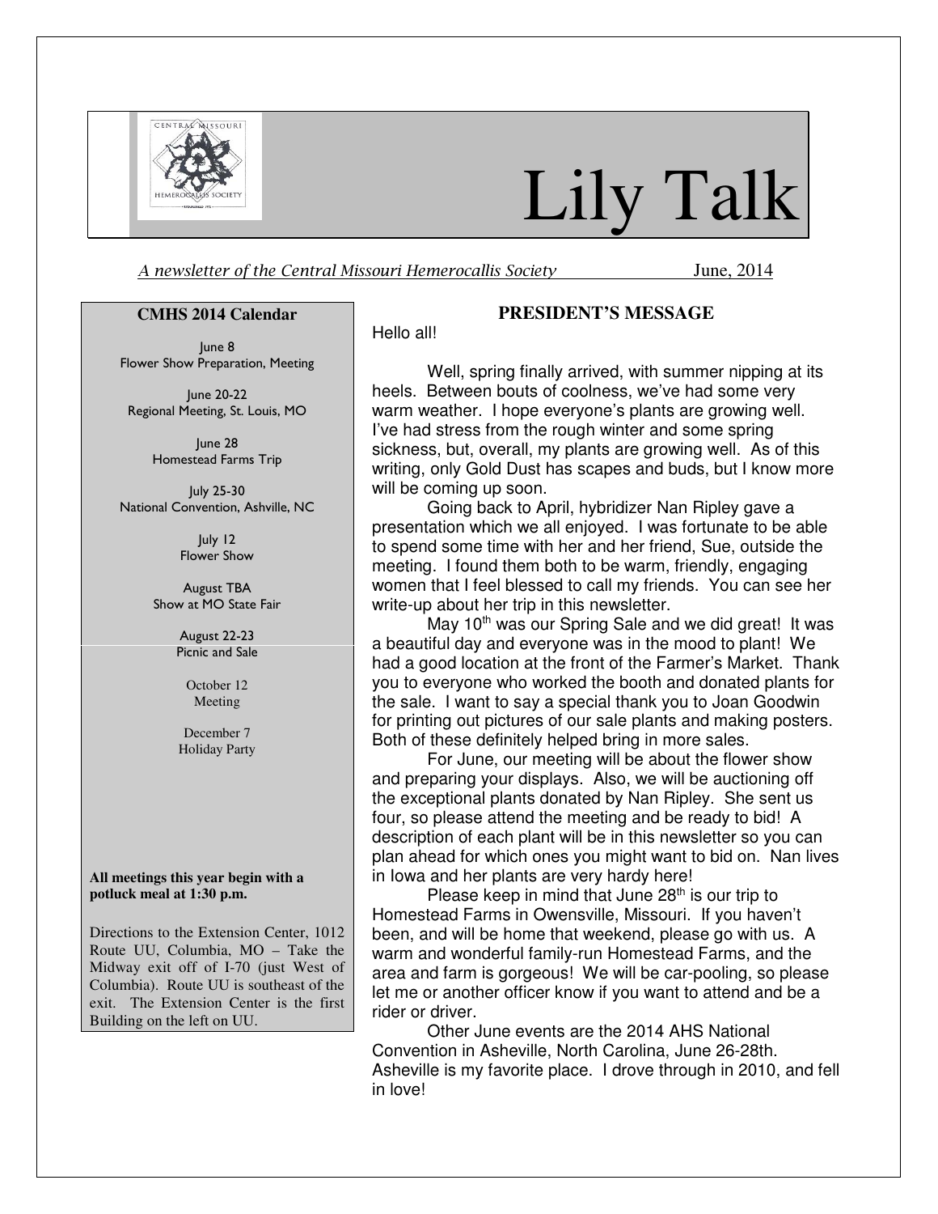# Lily Talk

*A newsletter of the Central Missouri Hemerocallis Society* June, 2014

**CMHS 2014 Calendar**

June 8
Flower Show Preparation, Meeting

June 20-22
Regional Meeting, St. Louis, MO

June 28
Homestead Farms Trip

July 25-30
National Convention, Ashville, NC

July 12
Flower Show

August TBA
Show at MO State Fair

August 22-23
Picnic and Sale

October 12
Meeting

December 7
Holiday Party

**All meetings this year begin with a potluck meal at 1:30 p.m.**

Directions to the Extension Center, 1012 Route UU, Columbia, MO – Take the Midway exit off of I-70 (just West of Columbia). Route UU is southeast of the exit. The Extension Center is the first Building on the left on UU.

## PRESIDENT'S MESSAGE

Hello all!

Well, spring finally arrived, with summer nipping at its heels. Between bouts of coolness, we've had some very warm weather. I hope everyone's plants are growing well. I've had stress from the rough winter and some spring sickness, but, overall, my plants are growing well. As of this writing, only Gold Dust has scapes and buds, but I know more will be coming up soon.

Going back to April, hybridizer Nan Ripley gave a presentation which we all enjoyed. I was fortunate to be able to spend some time with her and her friend, Sue, outside the meeting. I found them both to be warm, friendly, engaging women that I feel blessed to call my friends. You can see her write-up about her trip in this newsletter.

May 10th was our Spring Sale and we did great! It was a beautiful day and everyone was in the mood to plant! We had a good location at the front of the Farmer's Market. Thank you to everyone who worked the booth and donated plants for the sale. I want to say a special thank you to Joan Goodwin for printing out pictures of our sale plants and making posters. Both of these definitely helped bring in more sales.

For June, our meeting will be about the flower show and preparing your displays. Also, we will be auctioning off the exceptional plants donated by Nan Ripley. She sent us four, so please attend the meeting and be ready to bid! A description of each plant will be in this newsletter so you can plan ahead for which ones you might want to bid on. Nan lives in Iowa and her plants are very hardy here!

Please keep in mind that June 28th is our trip to Homestead Farms in Owensville, Missouri. If you haven't been, and will be home that weekend, please go with us. A warm and wonderful family-run Homestead Farms, and the area and farm is gorgeous! We will be car-pooling, so please let me or another officer know if you want to attend and be a rider or driver.

Other June events are the 2014 AHS National Convention in Asheville, North Carolina, June 26-28th. Asheville is my favorite place. I drove through in 2010, and fell in love!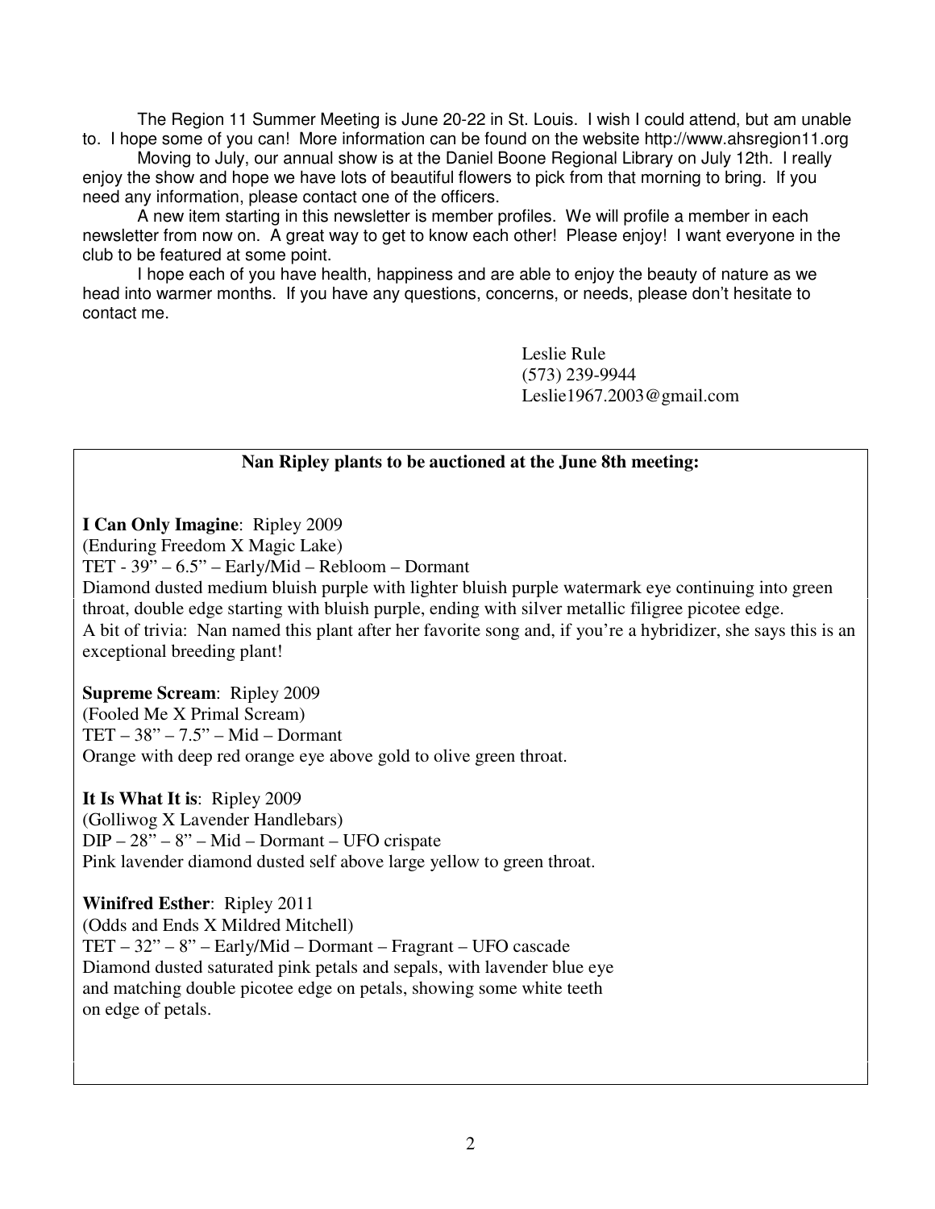The Region 11 Summer Meeting is June 20-22 in St. Louis. I wish I could attend, but am unable to. I hope some of you can! More information can be found on the website http://www.ahsregion11.org

Moving to July, our annual show is at the Daniel Boone Regional Library on July 12th. I really enjoy the show and hope we have lots of beautiful flowers to pick from that morning to bring. If you need any information, please contact one of the officers.

A new item starting in this newsletter is member profiles. We will profile a member in each newsletter from now on. A great way to get to know each other! Please enjoy! I want everyone in the club to be featured at some point.

I hope each of you have health, happiness and are able to enjoy the beauty of nature as we head into warmer months. If you have any questions, concerns, or needs, please don't hesitate to contact me.

Leslie Rule
(573) 239-9944
Leslie1967.2003@gmail.com

**Nan Ripley plants to be auctioned at the June 8th meeting:**

**I Can Only Imagine**: Ripley 2009
(Enduring Freedom X Magic Lake)
TET - 39" – 6.5" – Early/Mid – Rebloom – Dormant
Diamond dusted medium bluish purple with lighter bluish purple watermark eye continuing into green throat, double edge starting with bluish purple, ending with silver metallic filigree picotee edge.
A bit of trivia: Nan named this plant after her favorite song and, if you're a hybridizer, she says this is an exceptional breeding plant!

**Supreme Scream**: Ripley 2009
(Fooled Me X Primal Scream)
TET – 38" – 7.5" – Mid – Dormant
Orange with deep red orange eye above gold to olive green throat.

**It Is What It is**: Ripley 2009
(Golliwog X Lavender Handlebars)
DIP – 28" – 8" – Mid – Dormant – UFO crispate
Pink lavender diamond dusted self above large yellow to green throat.

**Winifred Esther**: Ripley 2011
(Odds and Ends X Mildred Mitchell)
TET – 32" – 8" – Early/Mid – Dormant – Fragrant – UFO cascade
Diamond dusted saturated pink petals and sepals, with lavender blue eye and matching double picotee edge on petals, showing some white teeth on edge of petals.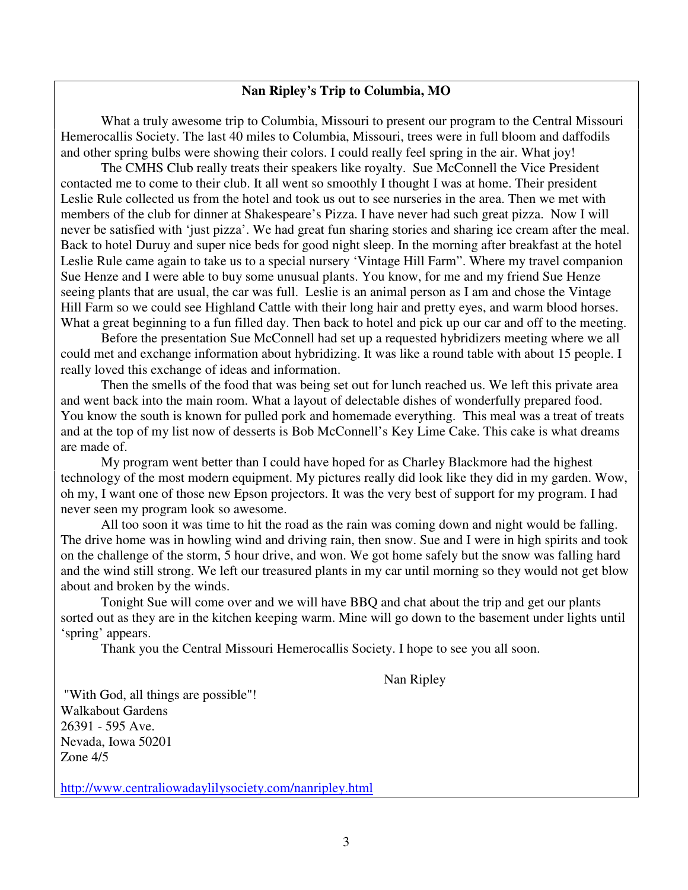**Nan Ripley's Trip to Columbia, MO**

What a truly awesome trip to Columbia, Missouri to present our program to the Central Missouri Hemerocallis Society. The last 40 miles to Columbia, Missouri, trees were in full bloom and daffodils and other spring bulbs were showing their colors. I could really feel spring in the air. What joy!

The CMHS Club really treats their speakers like royalty. Sue McConnell the Vice President contacted me to come to their club. It all went so smoothly I thought I was at home. Their president Leslie Rule collected us from the hotel and took us out to see nurseries in the area. Then we met with members of the club for dinner at Shakespeare's Pizza. I have never had such great pizza. Now I will never be satisfied with 'just pizza'. We had great fun sharing stories and sharing ice cream after the meal. Back to hotel Duruy and super nice beds for good night sleep. In the morning after breakfast at the hotel Leslie Rule came again to take us to a special nursery 'Vintage Hill Farm". Where my travel companion Sue Henze and I were able to buy some unusual plants. You know, for me and my friend Sue Henze seeing plants that are usual, the car was full. Leslie is an animal person as I am and chose the Vintage Hill Farm so we could see Highland Cattle with their long hair and pretty eyes, and warm blood horses. What a great beginning to a fun filled day. Then back to hotel and pick up our car and off to the meeting.

Before the presentation Sue McConnell had set up a requested hybridizers meeting where we all could met and exchange information about hybridizing. It was like a round table with about 15 people. I really loved this exchange of ideas and information.

Then the smells of the food that was being set out for lunch reached us. We left this private area and went back into the main room. What a layout of delectable dishes of wonderfully prepared food. You know the south is known for pulled pork and homemade everything. This meal was a treat of treats and at the top of my list now of desserts is Bob McConnell's Key Lime Cake. This cake is what dreams are made of.

My program went better than I could have hoped for as Charley Blackmore had the highest technology of the most modern equipment. My pictures really did look like they did in my garden. Wow, oh my, I want one of those new Epson projectors. It was the very best of support for my program. I had never seen my program look so awesome.

All too soon it was time to hit the road as the rain was coming down and night would be falling. The drive home was in howling wind and driving rain, then snow. Sue and I were in high spirits and took on the challenge of the storm, 5 hour drive, and won. We got home safely but the snow was falling hard and the wind still strong. We left our treasured plants in my car until morning so they would not get blow about and broken by the winds.

Tonight Sue will come over and we will have BBQ and chat about the trip and get our plants sorted out as they are in the kitchen keeping warm. Mine will go down to the basement under lights until 'spring' appears.

Thank you the Central Missouri Hemerocallis Society. I hope to see you all soon.

Nan Ripley

"With God, all things are possible"!
Walkabout Gardens
26391 - 595 Ave.
Nevada, Iowa 50201
Zone 4/5

http://www.centraliowadaylilysociety.com/nanripley.html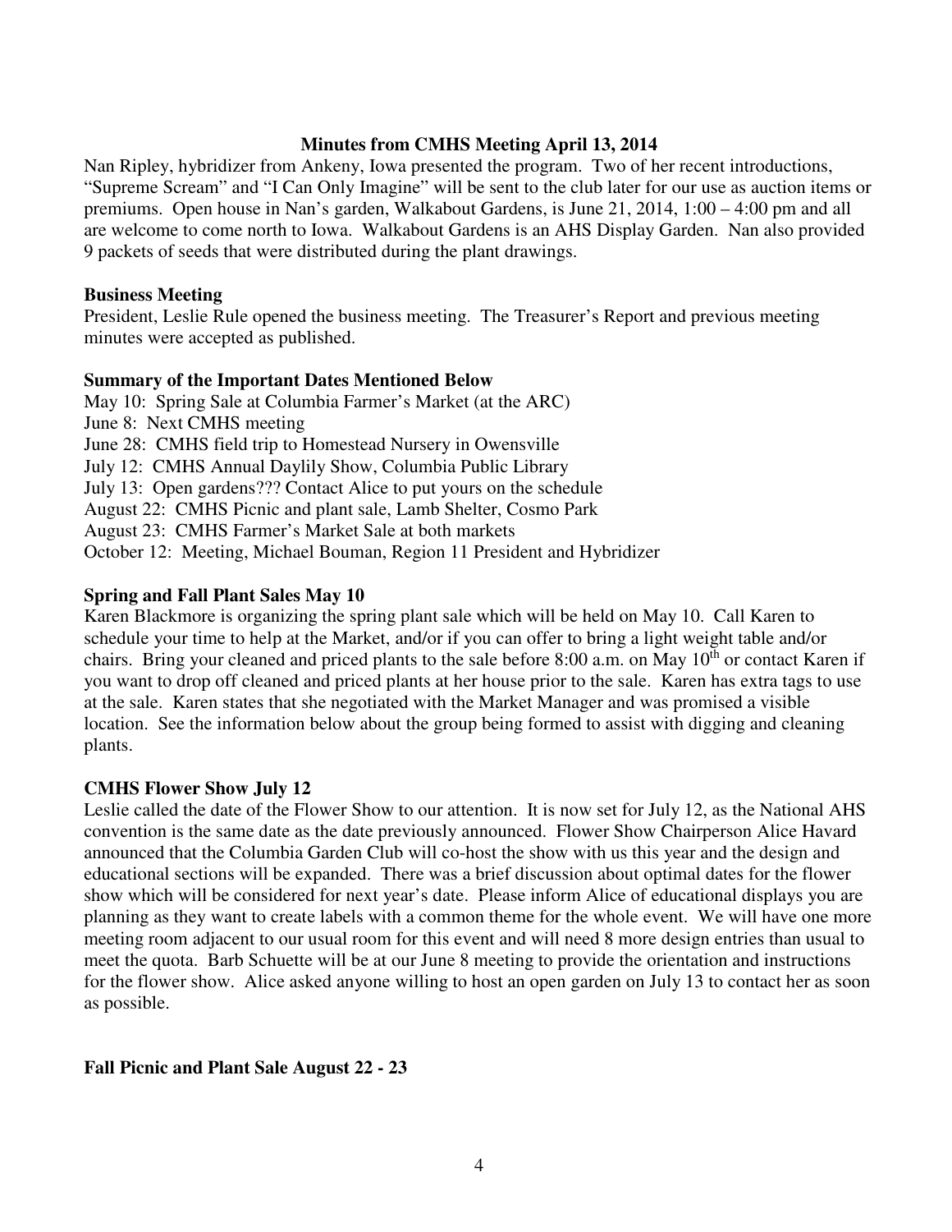## Minutes from CMHS Meeting April 13, 2014

Nan Ripley, hybridizer from Ankeny, Iowa presented the program. Two of her recent introductions, "Supreme Scream" and "I Can Only Imagine" will be sent to the club later for our use as auction items or premiums. Open house in Nan's garden, Walkabout Gardens, is June 21, 2014, 1:00 – 4:00 pm and all are welcome to come north to Iowa. Walkabout Gardens is an AHS Display Garden. Nan also provided 9 packets of seeds that were distributed during the plant drawings.

### Business Meeting

President, Leslie Rule opened the business meeting. The Treasurer's Report and previous meeting minutes were accepted as published.

### Summary of the Important Dates Mentioned Below

May 10: Spring Sale at Columbia Farmer's Market (at the ARC)
June 8: Next CMHS meeting
June 28: CMHS field trip to Homestead Nursery in Owensville
July 12: CMHS Annual Daylily Show, Columbia Public Library
July 13: Open gardens??? Contact Alice to put yours on the schedule
August 22: CMHS Picnic and plant sale, Lamb Shelter, Cosmo Park
August 23: CMHS Farmer's Market Sale at both markets
October 12: Meeting, Michael Bouman, Region 11 President and Hybridizer

### Spring and Fall Plant Sales May 10

Karen Blackmore is organizing the spring plant sale which will be held on May 10. Call Karen to schedule your time to help at the Market, and/or if you can offer to bring a light weight table and/or chairs. Bring your cleaned and priced plants to the sale before 8:00 a.m. on May 10th or contact Karen if you want to drop off cleaned and priced plants at her house prior to the sale. Karen has extra tags to use at the sale. Karen states that she negotiated with the Market Manager and was promised a visible location. See the information below about the group being formed to assist with digging and cleaning plants.

### CMHS Flower Show July 12

Leslie called the date of the Flower Show to our attention. It is now set for July 12, as the National AHS convention is the same date as the date previously announced. Flower Show Chairperson Alice Havard announced that the Columbia Garden Club will co-host the show with us this year and the design and educational sections will be expanded. There was a brief discussion about optimal dates for the flower show which will be considered for next year's date. Please inform Alice of educational displays you are planning as they want to create labels with a common theme for the whole event. We will have one more meeting room adjacent to our usual room for this event and will need 8 more design entries than usual to meet the quota. Barb Schuette will be at our June 8 meeting to provide the orientation and instructions for the flower show. Alice asked anyone willing to host an open garden on July 13 to contact her as soon as possible.

### Fall Picnic and Plant Sale August 22 - 23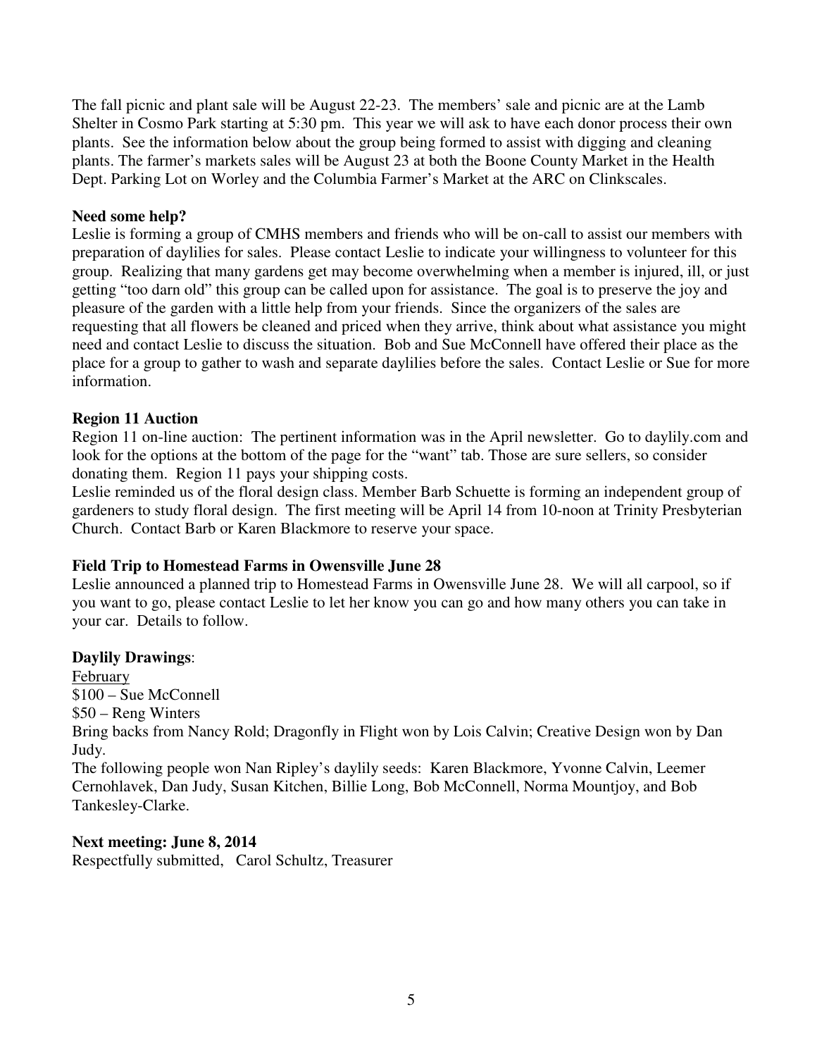The fall picnic and plant sale will be August 22-23. The members' sale and picnic are at the Lamb Shelter in Cosmo Park starting at 5:30 pm. This year we will ask to have each donor process their own plants. See the information below about the group being formed to assist with digging and cleaning plants. The farmer's markets sales will be August 23 at both the Boone County Market in the Health Dept. Parking Lot on Worley and the Columbia Farmer's Market at the ARC on Clinkscales.

**Need some help?**

Leslie is forming a group of CMHS members and friends who will be on-call to assist our members with preparation of daylilies for sales. Please contact Leslie to indicate your willingness to volunteer for this group. Realizing that many gardens get may become overwhelming when a member is injured, ill, or just getting "too darn old" this group can be called upon for assistance. The goal is to preserve the joy and pleasure of the garden with a little help from your friends. Since the organizers of the sales are requesting that all flowers be cleaned and priced when they arrive, think about what assistance you might need and contact Leslie to discuss the situation. Bob and Sue McConnell have offered their place as the place for a group to gather to wash and separate daylilies before the sales. Contact Leslie or Sue for more information.

**Region 11 Auction**

Region 11 on-line auction: The pertinent information was in the April newsletter. Go to daylily.com and look for the options at the bottom of the page for the "want" tab. Those are sure sellers, so consider donating them. Region 11 pays your shipping costs.

Leslie reminded us of the floral design class. Member Barb Schuette is forming an independent group of gardeners to study floral design. The first meeting will be April 14 from 10-noon at Trinity Presbyterian Church. Contact Barb or Karen Blackmore to reserve your space.

**Field Trip to Homestead Farms in Owensville June 28**

Leslie announced a planned trip to Homestead Farms in Owensville June 28. We will all carpool, so if you want to go, please contact Leslie to let her know you can go and how many others you can take in your car. Details to follow.

**Daylily Drawings**:

February

$100 – Sue McConnell

$50 – Reng Winters

Bring backs from Nancy Rold; Dragonfly in Flight won by Lois Calvin; Creative Design won by Dan Judy.

The following people won Nan Ripley's daylily seeds: Karen Blackmore, Yvonne Calvin, Leemer Cernohlavek, Dan Judy, Susan Kitchen, Billie Long, Bob McConnell, Norma Mountjoy, and Bob Tankesley-Clarke.

**Next meeting: June 8, 2014**

Respectfully submitted, Carol Schultz, Treasurer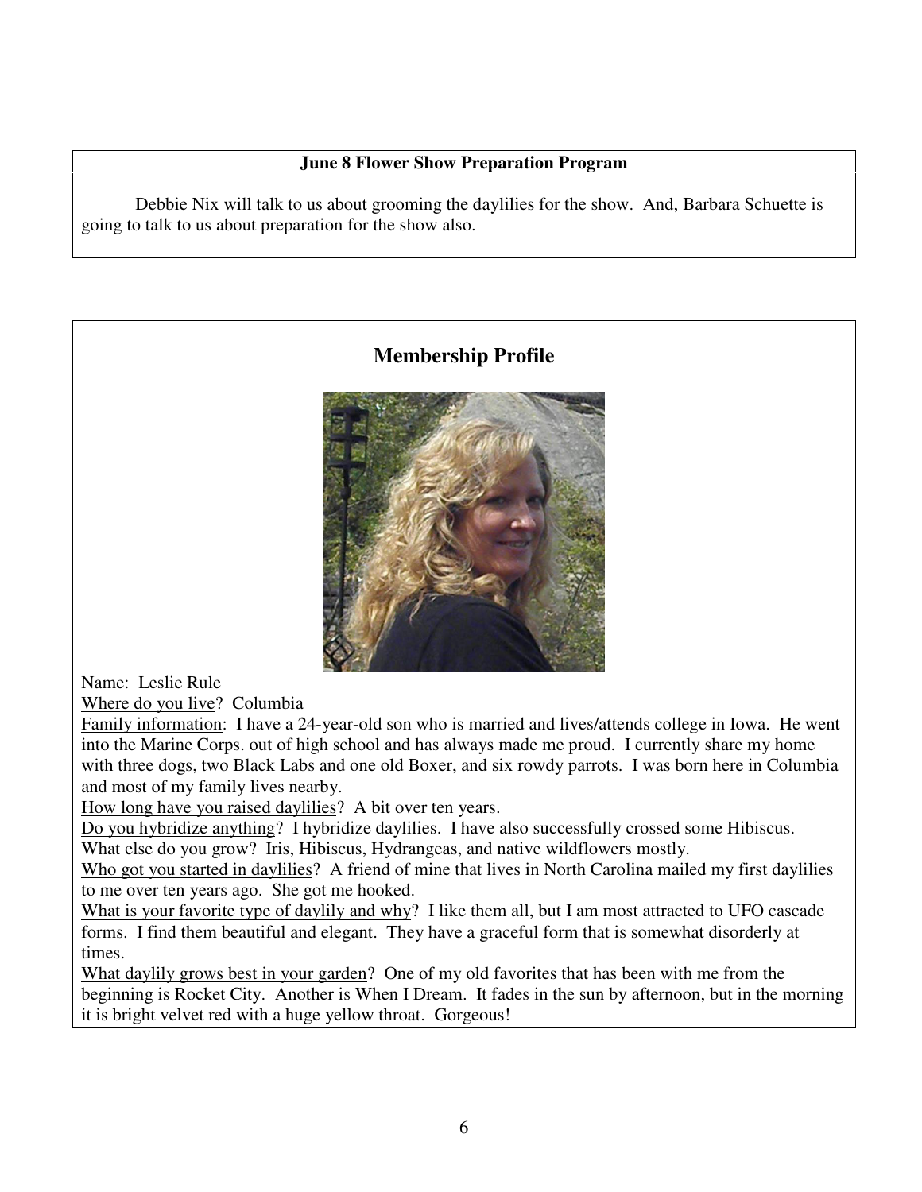### June 8 Flower Show Preparation Program

Debbie Nix will talk to us about grooming the daylilies for the show. And, Barbara Schuette is going to talk to us about preparation for the show also.

## Membership Profile

Name: Leslie Rule

Where do you live? Columbia

Family information: I have a 24-year-old son who is married and lives/attends college in Iowa. He went into the Marine Corps. out of high school and has always made me proud. I currently share my home with three dogs, two Black Labs and one old Boxer, and six rowdy parrots. I was born here in Columbia and most of my family lives nearby.

How long have you raised daylilies? A bit over ten years.

Do you hybridize anything? I hybridize daylilies. I have also successfully crossed some Hibiscus.

What else do you grow? Iris, Hibiscus, Hydrangeas, and native wildflowers mostly.

Who got you started in daylilies? A friend of mine that lives in North Carolina mailed my first daylilies to me over ten years ago. She got me hooked.

What is your favorite type of daylily and why? I like them all, but I am most attracted to UFO cascade forms. I find them beautiful and elegant. They have a graceful form that is somewhat disorderly at times.

What daylily grows best in your garden? One of my old favorites that has been with me from the beginning is Rocket City. Another is When I Dream. It fades in the sun by afternoon, but in the morning it is bright velvet red with a huge yellow throat. Gorgeous!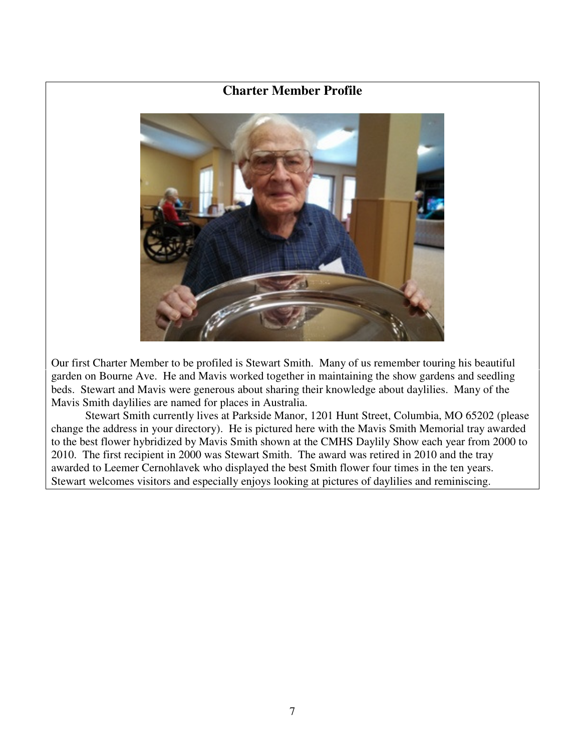## Charter Member Profile

Our first Charter Member to be profiled is Stewart Smith. Many of us remember touring his beautiful garden on Bourne Ave. He and Mavis worked together in maintaining the show gardens and seedling beds. Stewart and Mavis were generous about sharing their knowledge about daylilies. Many of the Mavis Smith daylilies are named for places in Australia.

Stewart Smith currently lives at Parkside Manor, 1201 Hunt Street, Columbia, MO 65202 (please change the address in your directory). He is pictured here with the Mavis Smith Memorial tray awarded to the best flower hybridized by Mavis Smith shown at the CMHS Daylily Show each year from 2000 to 2010. The first recipient in 2000 was Stewart Smith. The award was retired in 2010 and the tray awarded to Leemer Cernohlavek who displayed the best Smith flower four times in the ten years. Stewart welcomes visitors and especially enjoys looking at pictures of daylilies and reminiscing.